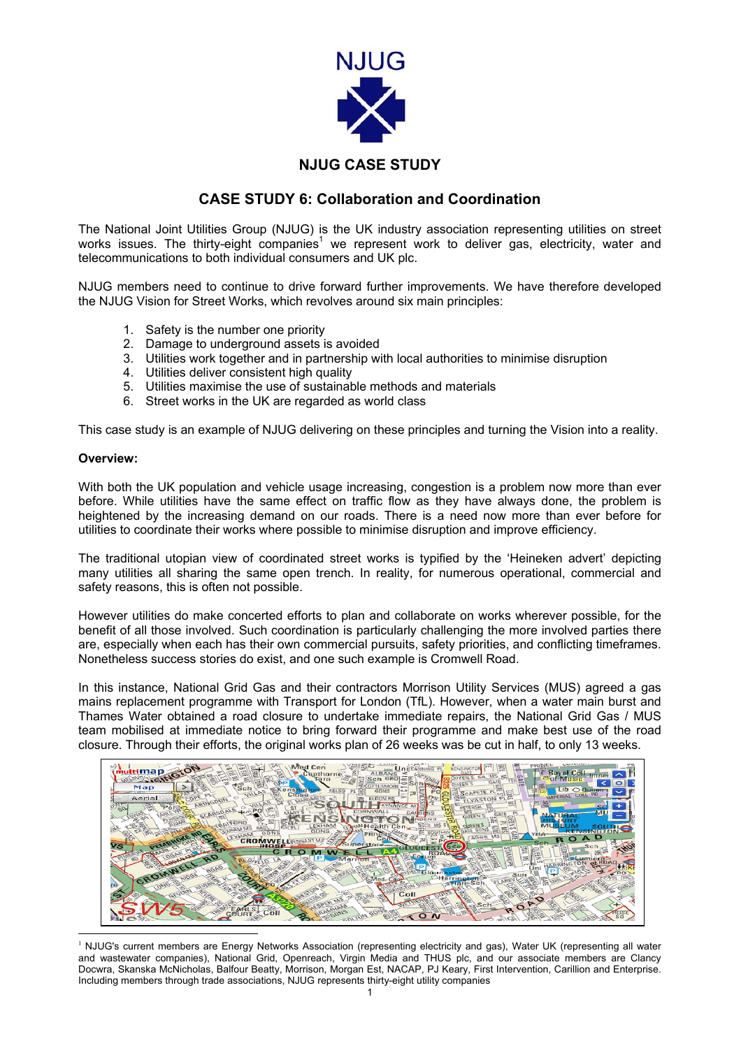NJUG

## NJUG CASE STUDY

# CASE STUDY 6: Collaboration and Coordination

The National Joint Utilities Group (NJUG) is the UK industry association representing utilities on street works issues. The thirty-eight companies[1] we represent work to deliver gas, electricity, water and telecommunications to both individual consumers and UK plc.

NJUG members need to continue to drive forward further improvements. We have therefore developed the NJUG Vision for Street Works, which revolves around six main principles:

1. Safety is the number one priority
2. Damage to underground assets is avoided
3. Utilities work together and in partnership with local authorities to minimise disruption
4. Utilities deliver consistent high quality
5. Utilities maximise the use of sustainable methods and materials
6. Street works in the UK are regarded as world class

This case study is an example of NJUG delivering on these principles and turning the Vision into a reality.

**Overview:**

With both the UK population and vehicle usage increasing, congestion is a problem now more than ever before. While utilities have the same effect on traffic flow as they have always done, the problem is heightened by the increasing demand on our roads. There is a need now more than ever before for utilities to coordinate their works where possible to minimise disruption and improve efficiency.

The traditional utopian view of coordinated street works is typified by the 'Heineken advert' depicting many utilities all sharing the same open trench. In reality, for numerous operational, commercial and safety reasons, this is often not possible.

However utilities do make concerted efforts to plan and collaborate on works wherever possible, for the benefit of all those involved. Such coordination is particularly challenging the more involved parties there are, especially when each has their own commercial pursuits, safety priorities, and conflicting timeframes. Nonetheless success stories do exist, and one such example is Cromwell Road.

In this instance, National Grid Gas and their contractors Morrison Utility Services (MUS) agreed a gas mains replacement programme with Transport for London (TfL). However, when a water main burst and Thames Water obtained a road closure to undertake immediate repairs, the National Grid Gas / MUS team mobilised at immediate notice to bring forward their programme and make best use of the road closure. Through their efforts, the original works plan of 26 weeks was be cut in half, to only 13 weeks.

[1] NJUG's current members are Energy Networks Association (representing electricity and gas), Water UK (representing all water and wastewater companies), National Grid, Openreach, Virgin Media and THUS plc, and our associate members are Clancy Docwra, Skanska McNicholas, Balfour Beatty, Morrison, Morgan Est, NACAP, PJ Keary, First Intervention, Carillion and Enterprise. Including members through trade associations, NJUG represents thirty-eight utility companies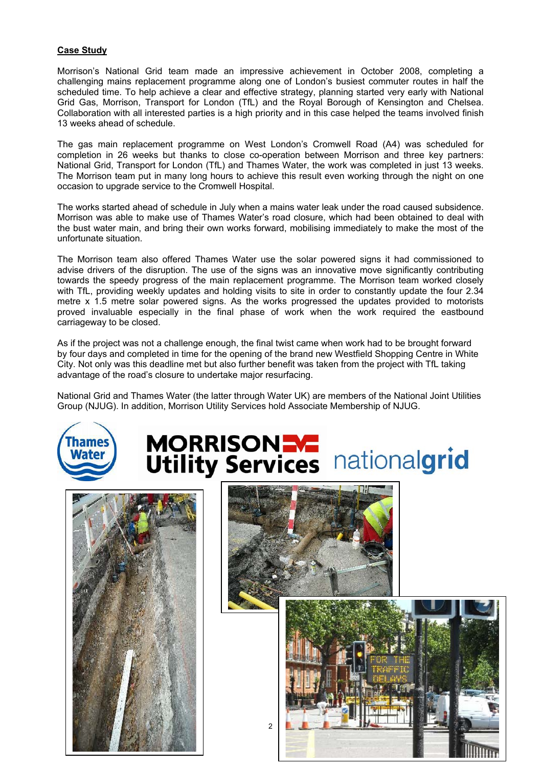**Case Study**

Morrison's National Grid team made an impressive achievement in October 2008, completing a challenging mains replacement programme along one of London's busiest commuter routes in half the scheduled time. To help achieve a clear and effective strategy, planning started very early with National Grid Gas, Morrison, Transport for London (TfL) and the Royal Borough of Kensington and Chelsea. Collaboration with all interested parties is a high priority and in this case helped the teams involved finish 13 weeks ahead of schedule.

The gas main replacement programme on West London's Cromwell Road (A4) was scheduled for completion in 26 weeks but thanks to close co-operation between Morrison and three key partners: National Grid, Transport for London (TfL) and Thames Water, the work was completed in just 13 weeks. The Morrison team put in many long hours to achieve this result even working through the night on one occasion to upgrade service to the Cromwell Hospital.

The works started ahead of schedule in July when a mains water leak under the road caused subsidence. Morrison was able to make use of Thames Water's road closure, which had been obtained to deal with the bust water main, and bring their own works forward, mobilising immediately to make the most of the unfortunate situation.

The Morrison team also offered Thames Water use the solar powered signs it had commissioned to advise drivers of the disruption. The use of the signs was an innovative move significantly contributing towards the speedy progress of the main replacement programme. The Morrison team worked closely with TfL, providing weekly updates and holding visits to site in order to constantly update the four 2.34 metre x 1.5 metre solar powered signs. As the works progressed the updates provided to motorists proved invaluable especially in the final phase of work when the work required the eastbound carriageway to be closed.

As if the project was not a challenge enough, the final twist came when work had to be brought forward by four days and completed in time for the opening of the brand new Westfield Shopping Centre in White City. Not only was this deadline met but also further benefit was taken from the project with TfL taking advantage of the road's closure to undertake major resurfacing.

National Grid and Thames Water (the latter through Water UK) are members of the National Joint Utilities Group (NJUG). In addition, Morrison Utility Services hold Associate Membership of NJUG.